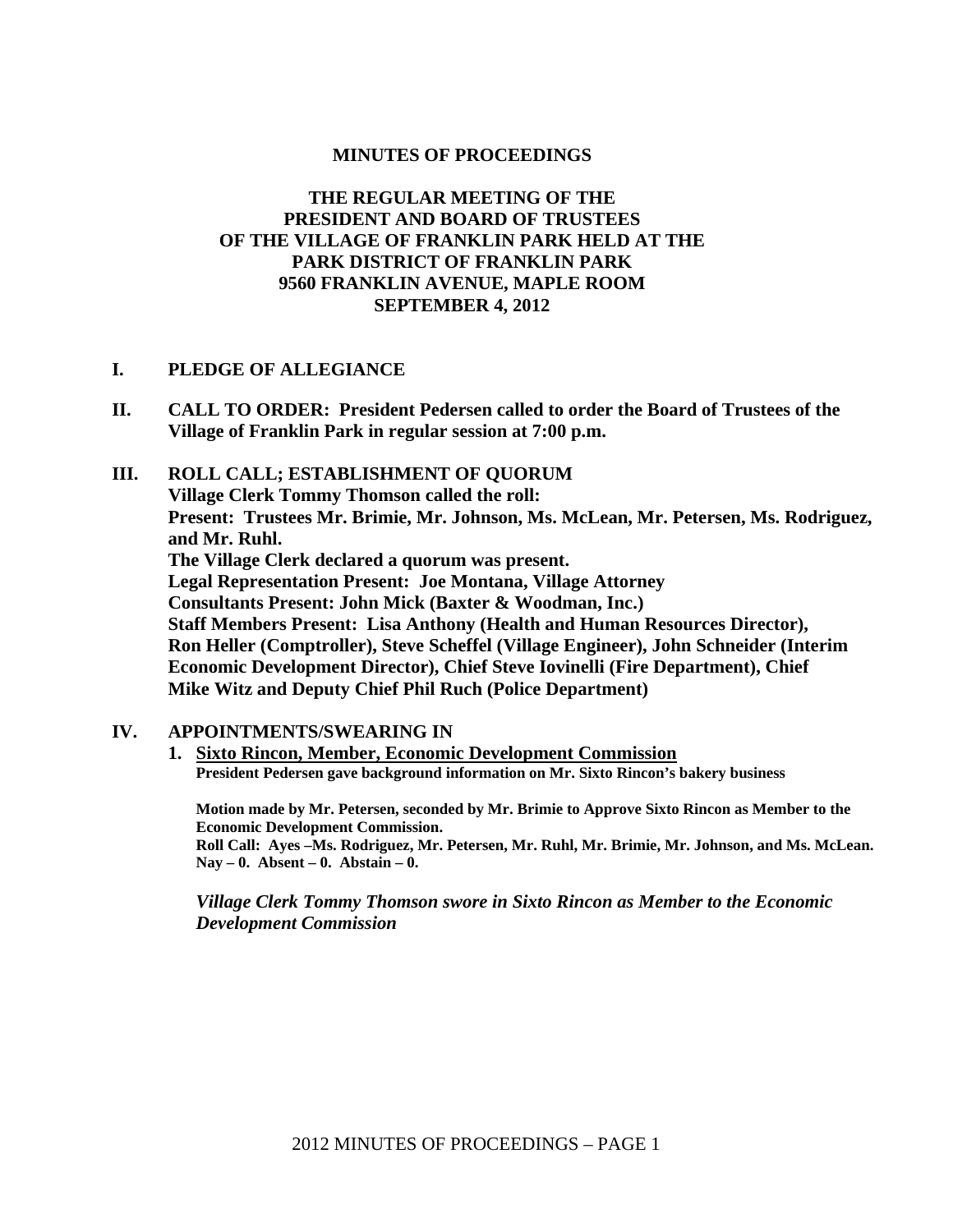**MINUTES OF PROCEEDINGS**

**THE REGULAR MEETING OF THE PRESIDENT AND BOARD OF TRUSTEES OF THE VILLAGE OF FRANKLIN PARK HELD AT THE PARK DISTRICT OF FRANKLIN PARK 9560 FRANKLIN AVENUE, MAPLE ROOM SEPTEMBER 4, 2012**

**I. PLEDGE OF ALLEGIANCE**

**II. CALL TO ORDER: President Pedersen called to order the Board of Trustees of the Village of Franklin Park in regular session at 7:00 p.m.**

**III. ROLL CALL; ESTABLISHMENT OF QUORUM**
**Village Clerk Tommy Thomson called the roll:**
**Present: Trustees Mr. Brimie, Mr. Johnson, Ms. McLean, Mr. Petersen, Ms. Rodriguez, and Mr. Ruhl.**
**The Village Clerk declared a quorum was present.**
**Legal Representation Present: Joe Montana, Village Attorney**
**Consultants Present: John Mick (Baxter & Woodman, Inc.)**
**Staff Members Present: Lisa Anthony (Health and Human Resources Director), Ron Heller (Comptroller), Steve Scheffel (Village Engineer), John Schneider (Interim Economic Development Director), Chief Steve Iovinelli (Fire Department), Chief Mike Witz and Deputy Chief Phil Ruch (Police Department)**

**IV. APPOINTMENTS/SWEARING IN**

1. **<u>Sixto Rincon, Member, Economic Development Commission</u>**
   **President Pedersen gave background information on Mr. Sixto Rincon's bakery business**

   **Motion made by Mr. Petersen, seconded by Mr. Brimie to Approve Sixto Rincon as Member to the Economic Development Commission.**
   **Roll Call: Ayes –Ms. Rodriguez, Mr. Petersen, Mr. Ruhl, Mr. Brimie, Mr. Johnson, and Ms. McLean. Nay – 0. Absent – 0. Abstain – 0.**

   ***Village Clerk Tommy Thomson swore in Sixto Rincon as Member to the Economic Development Commission***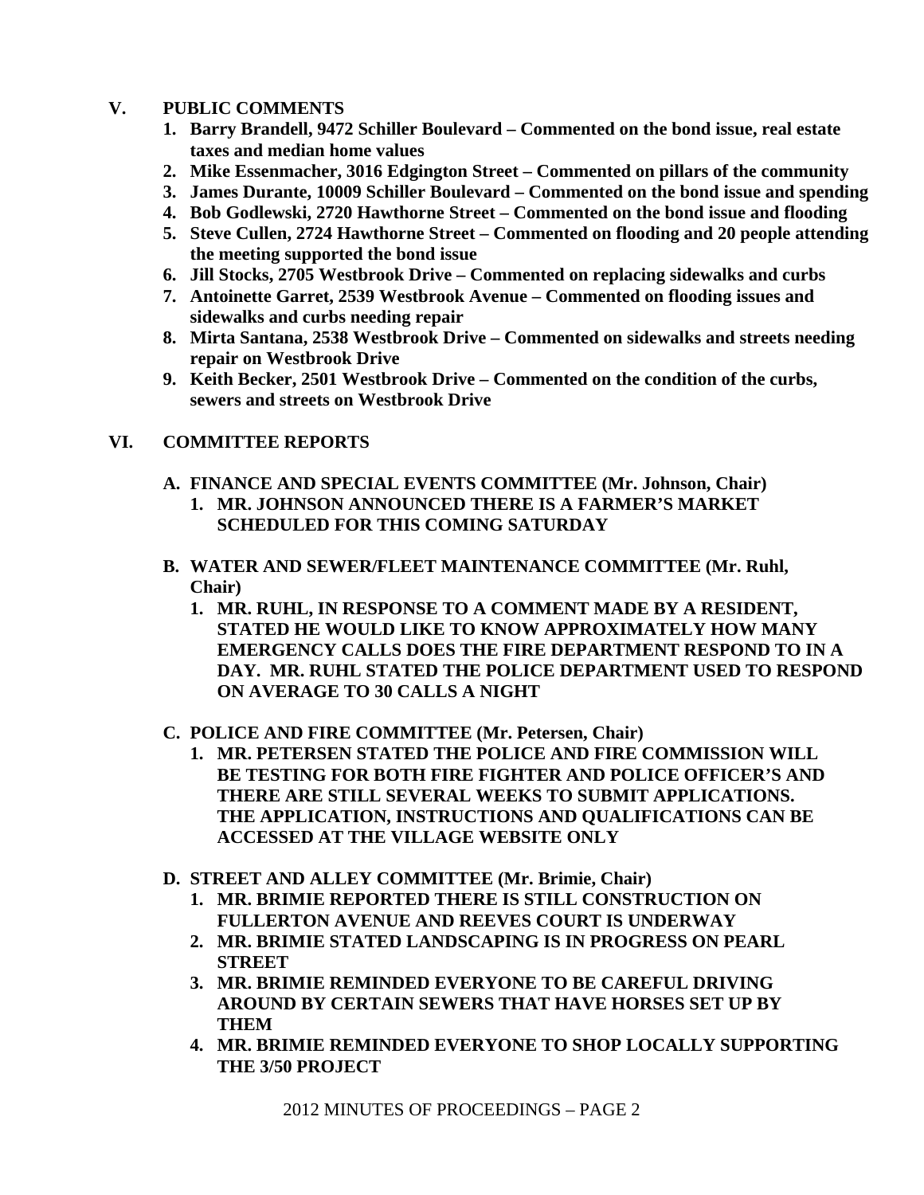## V. PUBLIC COMMENTS

1. **Barry Brandell, 9472 Schiller Boulevard – Commented on the bond issue, real estate taxes and median home values**
2. **Mike Essenmacher, 3016 Edgington Street – Commented on pillars of the community**
3. **James Durante, 10009 Schiller Boulevard – Commented on the bond issue and spending**
4. **Bob Godlewski, 2720 Hawthorne Street – Commented on the bond issue and flooding**
5. **Steve Cullen, 2724 Hawthorne Street – Commented on flooding and 20 people attending the meeting supported the bond issue**
6. **Jill Stocks, 2705 Westbrook Drive – Commented on replacing sidewalks and curbs**
7. **Antoinette Garret, 2539 Westbrook Avenue – Commented on flooding issues and sidewalks and curbs needing repair**
8. **Mirta Santana, 2538 Westbrook Drive – Commented on sidewalks and streets needing repair on Westbrook Drive**
9. **Keith Becker, 2501 Westbrook Drive – Commented on the condition of the curbs, sewers and streets on Westbrook Drive**

## VI. COMMITTEE REPORTS

**A. FINANCE AND SPECIAL EVENTS COMMITTEE (Mr. Johnson, Chair)**

1. **MR. JOHNSON ANNOUNCED THERE IS A FARMER'S MARKET SCHEDULED FOR THIS COMING SATURDAY**

**B. WATER AND SEWER/FLEET MAINTENANCE COMMITTEE (Mr. Ruhl, Chair)**

1. **MR. RUHL, IN RESPONSE TO A COMMENT MADE BY A RESIDENT, STATED HE WOULD LIKE TO KNOW APPROXIMATELY HOW MANY EMERGENCY CALLS DOES THE FIRE DEPARTMENT RESPOND TO IN A DAY. MR. RUHL STATED THE POLICE DEPARTMENT USED TO RESPOND ON AVERAGE TO 30 CALLS A NIGHT**

**C. POLICE AND FIRE COMMITTEE (Mr. Petersen, Chair)**

1. **MR. PETERSEN STATED THE POLICE AND FIRE COMMISSION WILL BE TESTING FOR BOTH FIRE FIGHTER AND POLICE OFFICER'S AND THERE ARE STILL SEVERAL WEEKS TO SUBMIT APPLICATIONS. THE APPLICATION, INSTRUCTIONS AND QUALIFICATIONS CAN BE ACCESSED AT THE VILLAGE WEBSITE ONLY**

**D. STREET AND ALLEY COMMITTEE (Mr. Brimie, Chair)**

1. **MR. BRIMIE REPORTED THERE IS STILL CONSTRUCTION ON FULLERTON AVENUE AND REEVES COURT IS UNDERWAY**
2. **MR. BRIMIE STATED LANDSCAPING IS IN PROGRESS ON PEARL STREET**
3. **MR. BRIMIE REMINDED EVERYONE TO BE CAREFUL DRIVING AROUND BY CERTAIN SEWERS THAT HAVE HORSES SET UP BY THEM**
4. **MR. BRIMIE REMINDED EVERYONE TO SHOP LOCALLY SUPPORTING THE 3/50 PROJECT**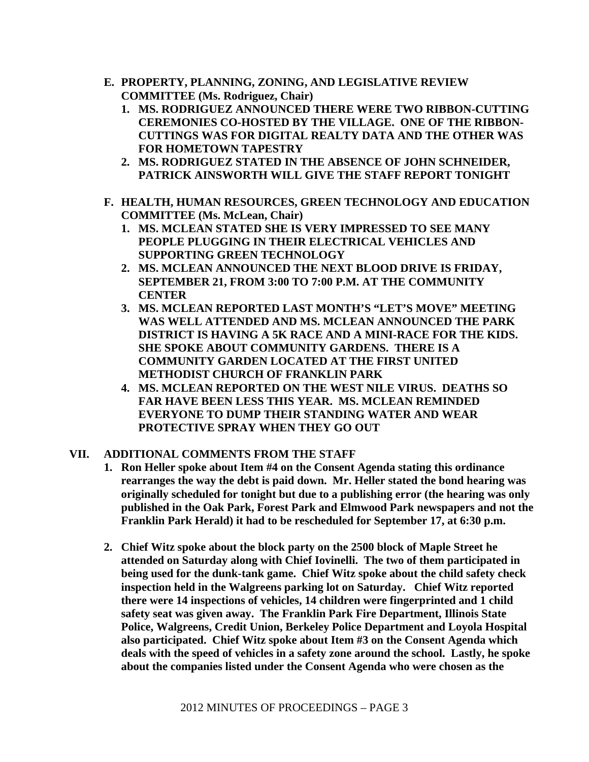**E. PROPERTY, PLANNING, ZONING, AND LEGISLATIVE REVIEW COMMITTEE (Ms. Rodriguez, Chair)**

1. **MS. RODRIGUEZ ANNOUNCED THERE WERE TWO RIBBON-CUTTING CEREMONIES CO-HOSTED BY THE VILLAGE. ONE OF THE RIBBON-CUTTINGS WAS FOR DIGITAL REALTY DATA AND THE OTHER WAS FOR HOMETOWN TAPESTRY**
2. **MS. RODRIGUEZ STATED IN THE ABSENCE OF JOHN SCHNEIDER, PATRICK AINSWORTH WILL GIVE THE STAFF REPORT TONIGHT**

**F. HEALTH, HUMAN RESOURCES, GREEN TECHNOLOGY AND EDUCATION COMMITTEE (Ms. McLean, Chair)**

1. **MS. MCLEAN STATED SHE IS VERY IMPRESSED TO SEE MANY PEOPLE PLUGGING IN THEIR ELECTRICAL VEHICLES AND SUPPORTING GREEN TECHNOLOGY**
2. **MS. MCLEAN ANNOUNCED THE NEXT BLOOD DRIVE IS FRIDAY, SEPTEMBER 21, FROM 3:00 TO 7:00 P.M. AT THE COMMUNITY CENTER**
3. **MS. MCLEAN REPORTED LAST MONTH'S "LET'S MOVE" MEETING WAS WELL ATTENDED AND MS. MCLEAN ANNOUNCED THE PARK DISTRICT IS HAVING A 5K RACE AND A MINI-RACE FOR THE KIDS. SHE SPOKE ABOUT COMMUNITY GARDENS. THERE IS A COMMUNITY GARDEN LOCATED AT THE FIRST UNITED METHODIST CHURCH OF FRANKLIN PARK**
4. **MS. MCLEAN REPORTED ON THE WEST NILE VIRUS. DEATHS SO FAR HAVE BEEN LESS THIS YEAR. MS. MCLEAN REMINDED EVERYONE TO DUMP THEIR STANDING WATER AND WEAR PROTECTIVE SPRAY WHEN THEY GO OUT**

## VII. ADDITIONAL COMMENTS FROM THE STAFF

1. **Ron Heller spoke about Item #4 on the Consent Agenda stating this ordinance rearranges the way the debt is paid down. Mr. Heller stated the bond hearing was originally scheduled for tonight but due to a publishing error (the hearing was only published in the Oak Park, Forest Park and Elmwood Park newspapers and not the Franklin Park Herald) it had to be rescheduled for September 17, at 6:30 p.m.**

2. **Chief Witz spoke about the block party on the 2500 block of Maple Street he attended on Saturday along with Chief Iovinelli. The two of them participated in being used for the dunk-tank game. Chief Witz spoke about the child safety check inspection held in the Walgreens parking lot on Saturday. Chief Witz reported there were 14 inspections of vehicles, 14 children were fingerprinted and 1 child safety seat was given away. The Franklin Park Fire Department, Illinois State Police, Walgreens, Credit Union, Berkeley Police Department and Loyola Hospital also participated. Chief Witz spoke about Item #3 on the Consent Agenda which deals with the speed of vehicles in a safety zone around the school. Lastly, he spoke about the companies listed under the Consent Agenda who were chosen as the**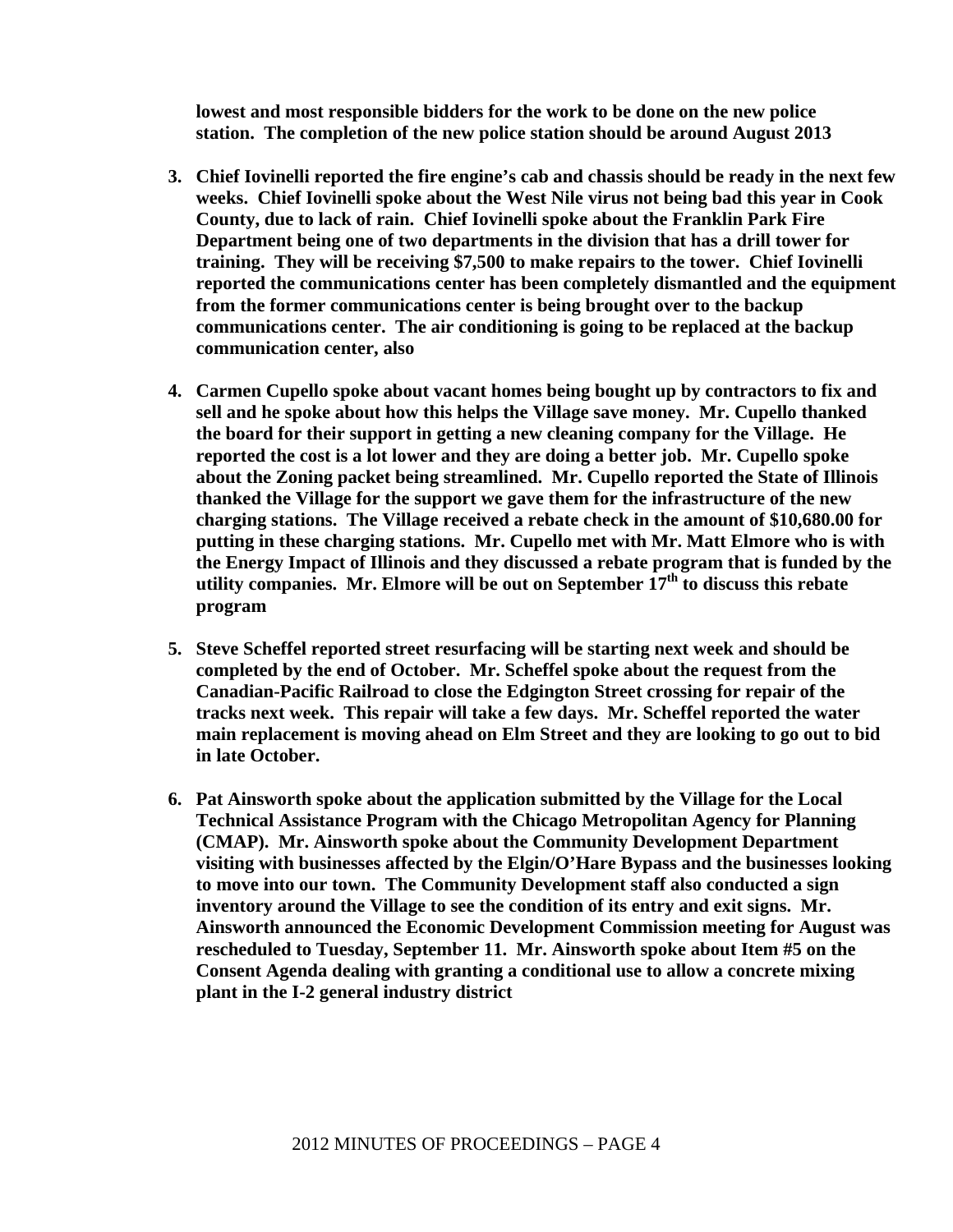**lowest and most responsible bidders for the work to be done on the new police station. The completion of the new police station should be around August 2013**

3. **Chief Iovinelli reported the fire engine's cab and chassis should be ready in the next few weeks. Chief Iovinelli spoke about the West Nile virus not being bad this year in Cook County, due to lack of rain. Chief Iovinelli spoke about the Franklin Park Fire Department being one of two departments in the division that has a drill tower for training. They will be receiving $7,500 to make repairs to the tower. Chief Iovinelli reported the communications center has been completely dismantled and the equipment from the former communications center is being brought over to the backup communications center. The air conditioning is going to be replaced at the backup communication center, also**

4. **Carmen Cupello spoke about vacant homes being bought up by contractors to fix and sell and he spoke about how this helps the Village save money. Mr. Cupello thanked the board for their support in getting a new cleaning company for the Village. He reported the cost is a lot lower and they are doing a better job. Mr. Cupello spoke about the Zoning packet being streamlined. Mr. Cupello reported the State of Illinois thanked the Village for the support we gave them for the infrastructure of the new charging stations. The Village received a rebate check in the amount of $10,680.00 for putting in these charging stations. Mr. Cupello met with Mr. Matt Elmore who is with the Energy Impact of Illinois and they discussed a rebate program that is funded by the utility companies. Mr. Elmore will be out on September 17th to discuss this rebate program**

5. **Steve Scheffel reported street resurfacing will be starting next week and should be completed by the end of October. Mr. Scheffel spoke about the request from the Canadian-Pacific Railroad to close the Edgington Street crossing for repair of the tracks next week. This repair will take a few days. Mr. Scheffel reported the water main replacement is moving ahead on Elm Street and they are looking to go out to bid in late October.**

6. **Pat Ainsworth spoke about the application submitted by the Village for the Local Technical Assistance Program with the Chicago Metropolitan Agency for Planning (CMAP). Mr. Ainsworth spoke about the Community Development Department visiting with businesses affected by the Elgin/O'Hare Bypass and the businesses looking to move into our town. The Community Development staff also conducted a sign inventory around the Village to see the condition of its entry and exit signs. Mr. Ainsworth announced the Economic Development Commission meeting for August was rescheduled to Tuesday, September 11. Mr. Ainsworth spoke about Item #5 on the Consent Agenda dealing with granting a conditional use to allow a concrete mixing plant in the I-2 general industry district**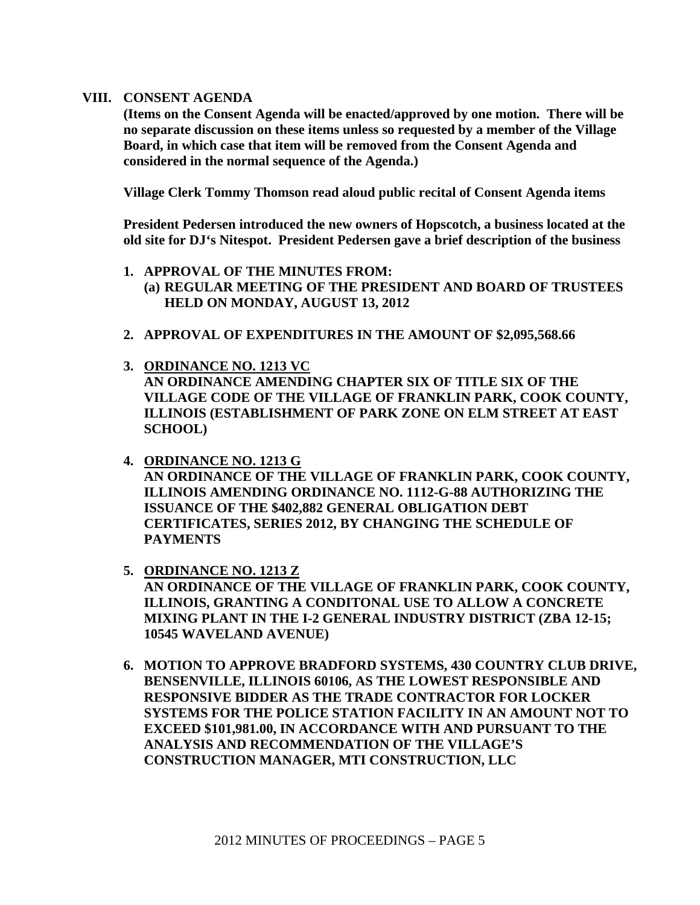## VIII. CONSENT AGENDA

**(Items on the Consent Agenda will be enacted/approved by one motion. There will be no separate discussion on these items unless so requested by a member of the Village Board, in which case that item will be removed from the Consent Agenda and considered in the normal sequence of the Agenda.)**

**Village Clerk Tommy Thomson read aloud public recital of Consent Agenda items**

**President Pedersen introduced the new owners of Hopscotch, a business located at the old site for DJ's Nitespot. President Pedersen gave a brief description of the business**

1. **APPROVAL OF THE MINUTES FROM:**
   **(a) REGULAR MEETING OF THE PRESIDENT AND BOARD OF TRUSTEES HELD ON MONDAY, AUGUST 13, 2012**

2. **APPROVAL OF EXPENDITURES IN THE AMOUNT OF $2,095,568.66**

3. **<u>ORDINANCE NO. 1213 VC</u>**
   **AN ORDINANCE AMENDING CHAPTER SIX OF TITLE SIX OF THE VILLAGE CODE OF THE VILLAGE OF FRANKLIN PARK, COOK COUNTY, ILLINOIS (ESTABLISHMENT OF PARK ZONE ON ELM STREET AT EAST SCHOOL)**

4. **<u>ORDINANCE NO. 1213 G</u>**
   **AN ORDINANCE OF THE VILLAGE OF FRANKLIN PARK, COOK COUNTY, ILLINOIS AMENDING ORDINANCE NO. 1112-G-88 AUTHORIZING THE ISSUANCE OF THE $402,882 GENERAL OBLIGATION DEBT CERTIFICATES, SERIES 2012, BY CHANGING THE SCHEDULE OF PAYMENTS**

5. **<u>ORDINANCE NO. 1213 Z</u>**
   **AN ORDINANCE OF THE VILLAGE OF FRANKLIN PARK, COOK COUNTY, ILLINOIS, GRANTING A CONDITONAL USE TO ALLOW A CONCRETE MIXING PLANT IN THE I-2 GENERAL INDUSTRY DISTRICT (ZBA 12-15; 10545 WAVELAND AVENUE)**

6. **MOTION TO APPROVE BRADFORD SYSTEMS, 430 COUNTRY CLUB DRIVE, BENSENVILLE, ILLINOIS 60106, AS THE LOWEST RESPONSIBLE AND RESPONSIVE BIDDER AS THE TRADE CONTRACTOR FOR LOCKER SYSTEMS FOR THE POLICE STATION FACILITY IN AN AMOUNT NOT TO EXCEED $101,981.00, IN ACCORDANCE WITH AND PURSUANT TO THE ANALYSIS AND RECOMMENDATION OF THE VILLAGE'S CONSTRUCTION MANAGER, MTI CONSTRUCTION, LLC**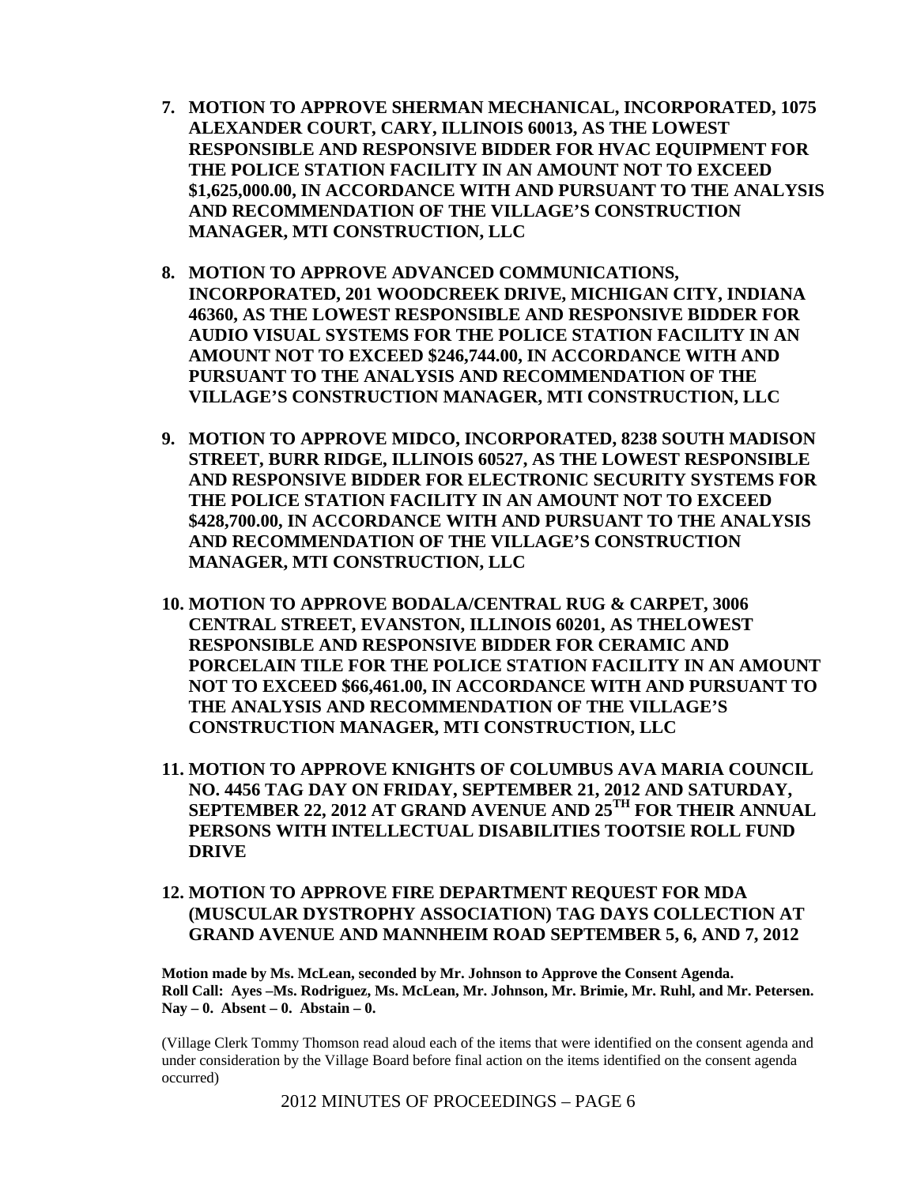7. **MOTION TO APPROVE SHERMAN MECHANICAL, INCORPORATED, 1075 ALEXANDER COURT, CARY, ILLINOIS 60013, AS THE LOWEST RESPONSIBLE AND RESPONSIVE BIDDER FOR HVAC EQUIPMENT FOR THE POLICE STATION FACILITY IN AN AMOUNT NOT TO EXCEED $1,625,000.00, IN ACCORDANCE WITH AND PURSUANT TO THE ANALYSIS AND RECOMMENDATION OF THE VILLAGE'S CONSTRUCTION MANAGER, MTI CONSTRUCTION, LLC**

8. **MOTION TO APPROVE ADVANCED COMMUNICATIONS, INCORPORATED, 201 WOODCREEK DRIVE, MICHIGAN CITY, INDIANA 46360, AS THE LOWEST RESPONSIBLE AND RESPONSIVE BIDDER FOR AUDIO VISUAL SYSTEMS FOR THE POLICE STATION FACILITY IN AN AMOUNT NOT TO EXCEED $246,744.00, IN ACCORDANCE WITH AND PURSUANT TO THE ANALYSIS AND RECOMMENDATION OF THE VILLAGE'S CONSTRUCTION MANAGER, MTI CONSTRUCTION, LLC**

9. **MOTION TO APPROVE MIDCO, INCORPORATED, 8238 SOUTH MADISON STREET, BURR RIDGE, ILLINOIS 60527, AS THE LOWEST RESPONSIBLE AND RESPONSIVE BIDDER FOR ELECTRONIC SECURITY SYSTEMS FOR THE POLICE STATION FACILITY IN AN AMOUNT NOT TO EXCEED $428,700.00, IN ACCORDANCE WITH AND PURSUANT TO THE ANALYSIS AND RECOMMENDATION OF THE VILLAGE'S CONSTRUCTION MANAGER, MTI CONSTRUCTION, LLC**

10. **MOTION TO APPROVE BODALA/CENTRAL RUG & CARPET, 3006 CENTRAL STREET, EVANSTON, ILLINOIS 60201, AS THELOWEST RESPONSIBLE AND RESPONSIVE BIDDER FOR CERAMIC AND PORCELAIN TILE FOR THE POLICE STATION FACILITY IN AN AMOUNT NOT TO EXCEED $66,461.00, IN ACCORDANCE WITH AND PURSUANT TO THE ANALYSIS AND RECOMMENDATION OF THE VILLAGE'S CONSTRUCTION MANAGER, MTI CONSTRUCTION, LLC**

11. **MOTION TO APPROVE KNIGHTS OF COLUMBUS AVA MARIA COUNCIL NO. 4456 TAG DAY ON FRIDAY, SEPTEMBER 21, 2012 AND SATURDAY, SEPTEMBER 22, 2012 AT GRAND AVENUE AND 25TH FOR THEIR ANNUAL PERSONS WITH INTELLECTUAL DISABILITIES TOOTSIE ROLL FUND DRIVE**

12. **MOTION TO APPROVE FIRE DEPARTMENT REQUEST FOR MDA (MUSCULAR DYSTROPHY ASSOCIATION) TAG DAYS COLLECTION AT GRAND AVENUE AND MANNHEIM ROAD SEPTEMBER 5, 6, AND 7, 2012**

**Motion made by Ms. McLean, seconded by Mr. Johnson to Approve the Consent Agenda.**
**Roll Call: Ayes –Ms. Rodriguez, Ms. McLean, Mr. Johnson, Mr. Brimie, Mr. Ruhl, and Mr. Petersen.**
**Nay – 0. Absent – 0. Abstain – 0.**

(Village Clerk Tommy Thomson read aloud each of the items that were identified on the consent agenda and under consideration by the Village Board before final action on the items identified on the consent agenda occurred)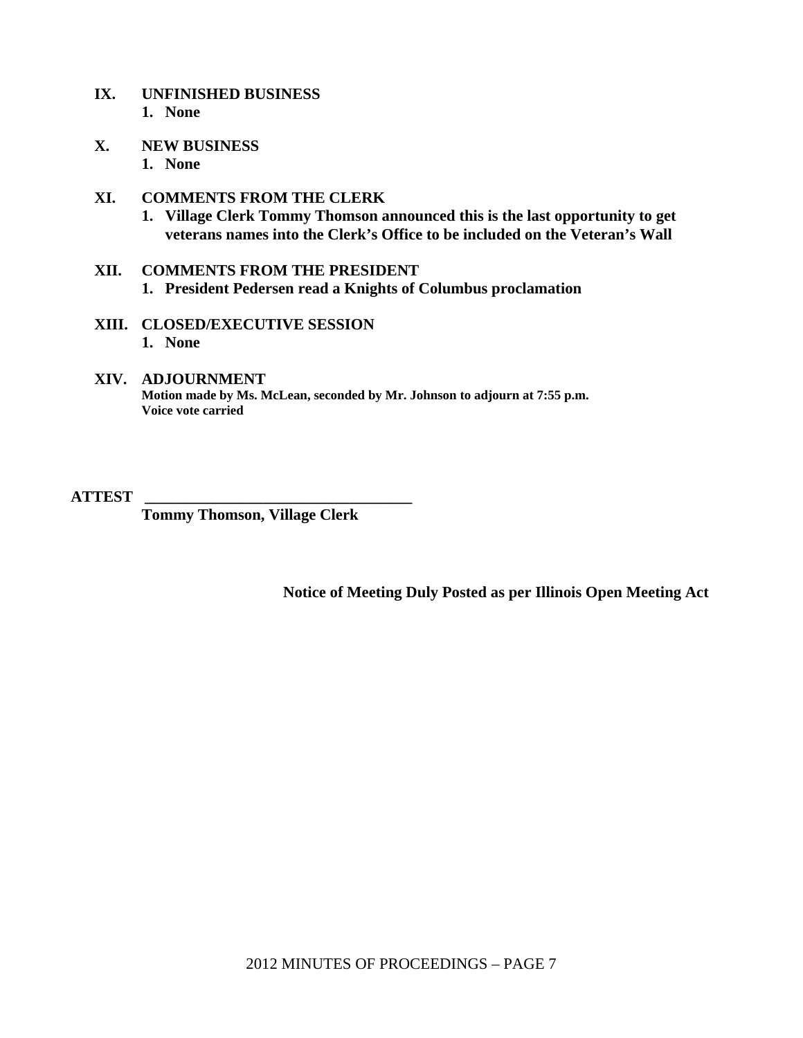**IX. UNFINISHED BUSINESS**

1. **None**

**X. NEW BUSINESS**

1. **None**

**XI. COMMENTS FROM THE CLERK**

1. **Village Clerk Tommy Thomson announced this is the last opportunity to get veterans names into the Clerk's Office to be included on the Veteran's Wall**

**XII. COMMENTS FROM THE PRESIDENT**

1. **President Pedersen read a Knights of Columbus proclamation**

**XIII. CLOSED/EXECUTIVE SESSION**

1. **None**

**XIV. ADJOURNMENT**

**Motion made by Ms. McLean, seconded by Mr. Johnson to adjourn at 7:55 p.m.**
**Voice vote carried**

**ATTEST** ___________________________________
**Tommy Thomson, Village Clerk**

**Notice of Meeting Duly Posted as per Illinois Open Meeting Act**